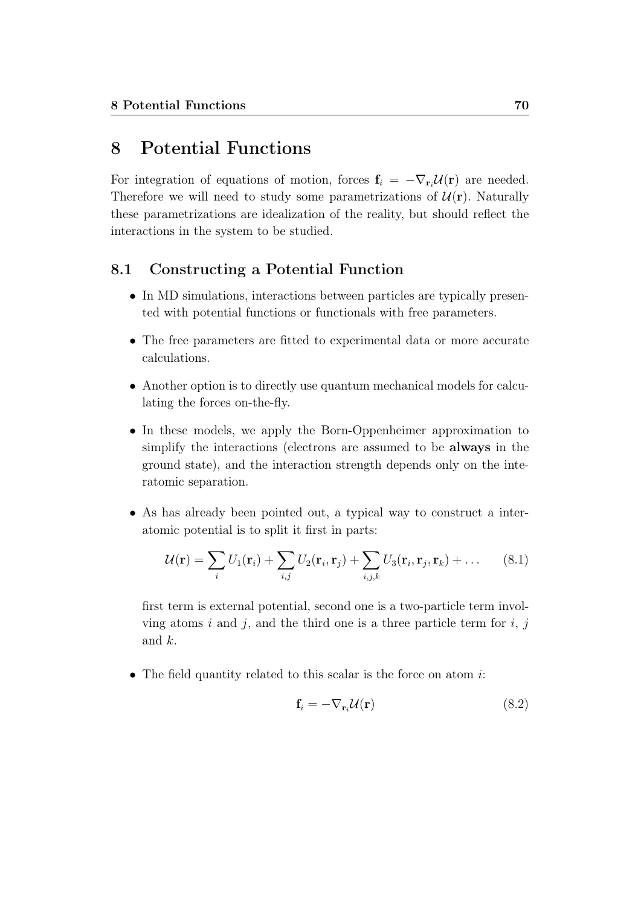# 8 Potential Functions

For integration of equations of motion, forces $\mathbf{f}_i = -\nabla_{\mathbf{r}_i}\mathcal{U}(\mathbf{r})$ are needed. Therefore we will need to study some parametrizations of $\mathcal{U}(\mathbf{r})$. Naturally these parametrizations are idealization of the reality, but should reflect the interactions in the system to be studied.

## 8.1 Constructing a Potential Function

- In MD simulations, interactions between particles are typically presented with potential functions or functionals with free parameters.
- The free parameters are fitted to experimental data or more accurate calculations.
- Another option is to directly use quantum mechanical models for calculating the forces on-the-fly.
- In these models, we apply the Born-Oppenheimer approximation to simplify the interactions (electrons are assumed to be **always** in the ground state), and the interaction strength depends only on the interatomic separation.
- As has already been pointed out, a typical way to construct a interatomic potential is to split it first in parts:

$$\mathcal{U}(\mathbf{r}) = \sum_i U_1(\mathbf{r}_i) + \sum_{i,j} U_2(\mathbf{r}_i, \mathbf{r}_j) + \sum_{i,j,k} U_3(\mathbf{r}_i, \mathbf{r}_j, \mathbf{r}_k) + \ldots \qquad (8.1)$$

  first term is external potential, second one is a two-particle term involving atoms $i$ and $j$, and the third one is a three particle term for $i$, $j$ and $k$.

- The field quantity related to this scalar is the force on atom $i$:

$$\mathbf{f}_i = -\nabla_{\mathbf{r}_i}\mathcal{U}(\mathbf{r}) \qquad (8.2)$$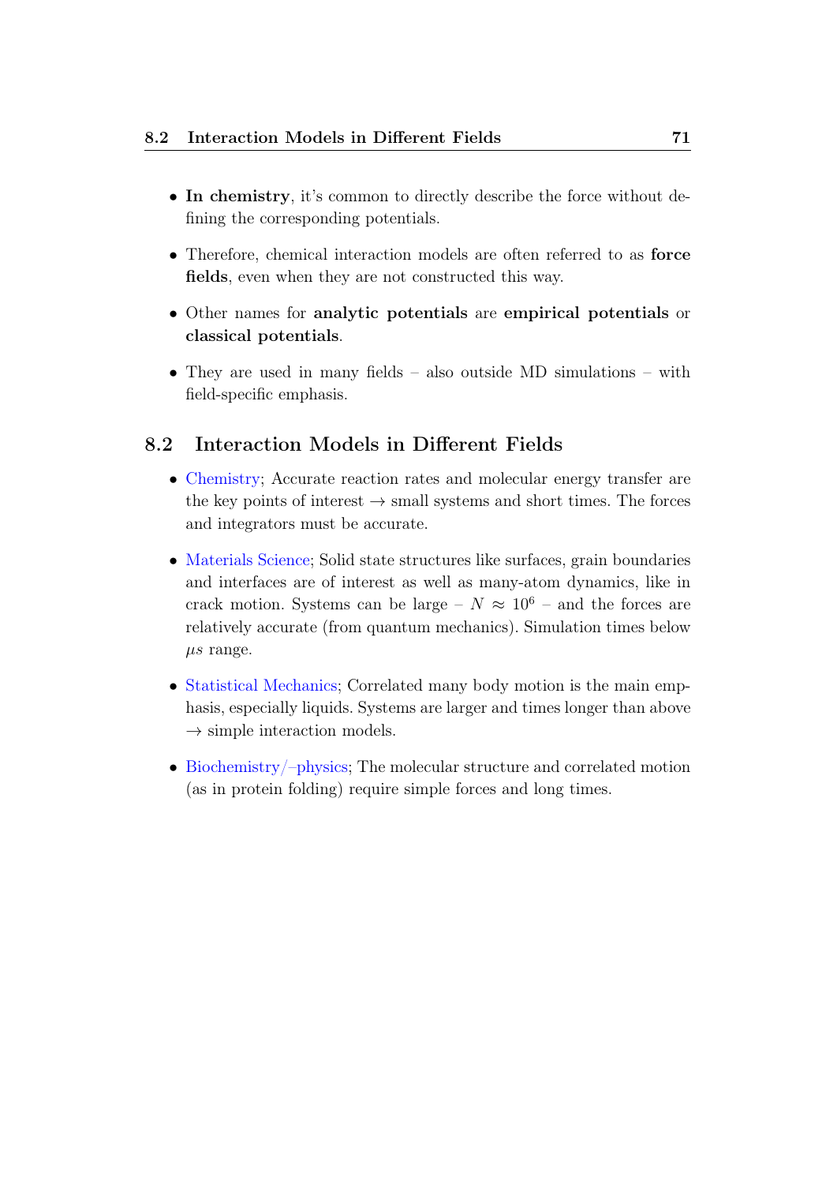- **In chemistry**, it's common to directly describe the force without defining the corresponding potentials.
- Therefore, chemical interaction models are often referred to as **force fields**, even when they are not constructed this way.
- Other names for **analytic potentials** are **empirical potentials** or **classical potentials**.
- They are used in many fields – also outside MD simulations – with field-specific emphasis.

## 8.2 Interaction Models in Different Fields

- Chemistry; Accurate reaction rates and molecular energy transfer are the key points of interest → small systems and short times. The forces and integrators must be accurate.
- Materials Science; Solid state structures like surfaces, grain boundaries and interfaces are of interest as well as many-atom dynamics, like in crack motion. Systems can be large – $N \approx 10^6$ – and the forces are relatively accurate (from quantum mechanics). Simulation times below $\mu s$ range.
- Statistical Mechanics; Correlated many body motion is the main emphasis, especially liquids. Systems are larger and times longer than above → simple interaction models.
- Biochemistry/–physics; The molecular structure and correlated motion (as in protein folding) require simple forces and long times.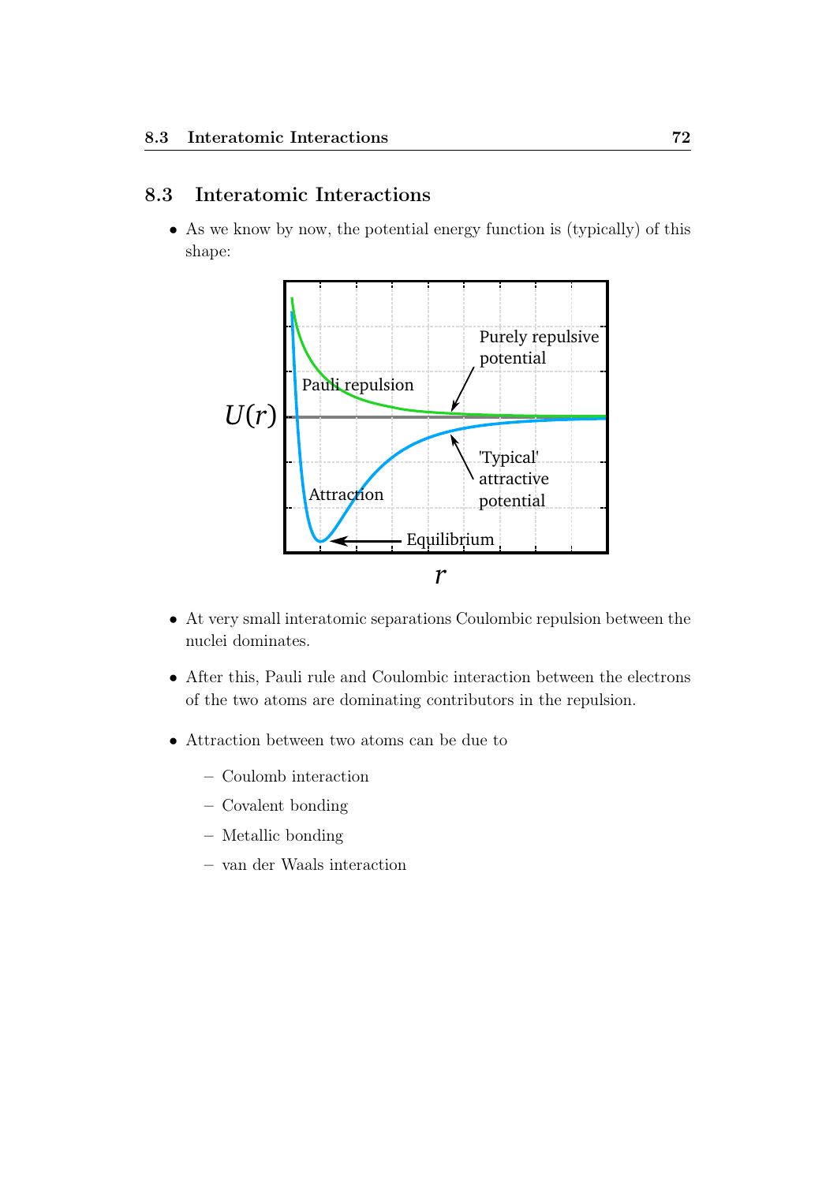## 8.3 Interatomic Interactions

- As we know by now, the potential energy function is (typically) of this shape:

- At very small interatomic separations Coulombic repulsion between the nuclei dominates.

- After this, Pauli rule and Coulombic interaction between the electrons of the two atoms are dominating contributors in the repulsion.

- Attraction between two atoms can be due to
  - Coulomb interaction
  - Covalent bonding
  - Metallic bonding
  - van der Waals interaction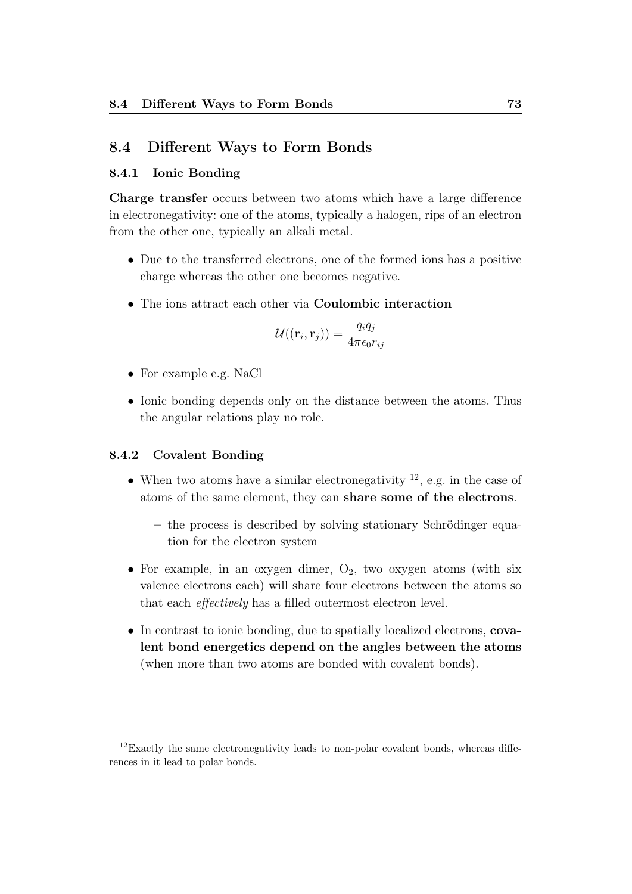## 8.4 Different Ways to Form Bonds

### 8.4.1 Ionic Bonding

**Charge transfer** occurs between two atoms which have a large difference in electronegativity: one of the atoms, typically a halogen, rips of an electron from the other one, typically an alkali metal.

- Due to the transferred electrons, one of the formed ions has a positive charge whereas the other one becomes negative.
- The ions attract each other via **Coulombic interaction**

$$\mathcal{U}((\mathbf{r}_i, \mathbf{r}_j)) = \frac{q_i q_j}{4\pi\epsilon_0 r_{ij}}$$

- For example e.g. NaCl
- Ionic bonding depends only on the distance between the atoms. Thus the angular relations play no role.

### 8.4.2 Covalent Bonding

- When two atoms have a similar electronegativity [12], e.g. in the case of atoms of the same element, they can **share some of the electrons**.
  - the process is described by solving stationary Schrödinger equation for the electron system
- For example, in an oxygen dimer, $O_2$, two oxygen atoms (with six valence electrons each) will share four electrons between the atoms so that each *effectively* has a filled outermost electron level.
- In contrast to ionic bonding, due to spatially localized electrons, **covalent bond energetics depend on the angles between the atoms** (when more than two atoms are bonded with covalent bonds).

[12] Exactly the same electronegativity leads to non-polar covalent bonds, whereas differences in it lead to polar bonds.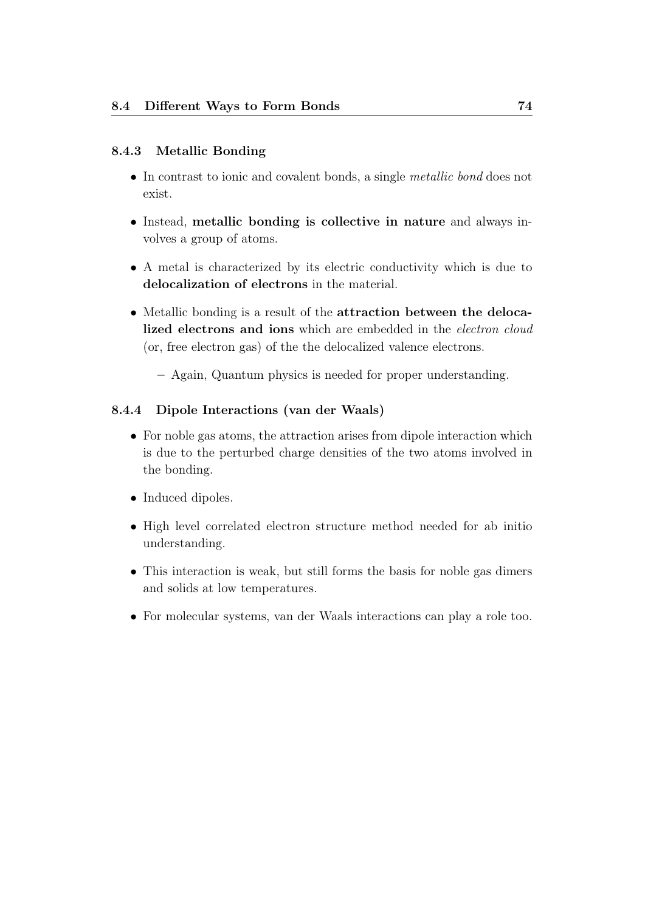### 8.4.3 Metallic Bonding

- In contrast to ionic and covalent bonds, a single *metallic bond* does not exist.
- Instead, **metallic bonding is collective in nature** and always involves a group of atoms.
- A metal is characterized by its electric conductivity which is due to **delocalization of electrons** in the material.
- Metallic bonding is a result of the **attraction between the delocalized electrons and ions** which are embedded in the *electron cloud* (or, free electron gas) of the the delocalized valence electrons.
  - Again, Quantum physics is needed for proper understanding.

### 8.4.4 Dipole Interactions (van der Waals)

- For noble gas atoms, the attraction arises from dipole interaction which is due to the perturbed charge densities of the two atoms involved in the bonding.
- Induced dipoles.
- High level correlated electron structure method needed for ab initio understanding.
- This interaction is weak, but still forms the basis for noble gas dimers and solids at low temperatures.
- For molecular systems, van der Waals interactions can play a role too.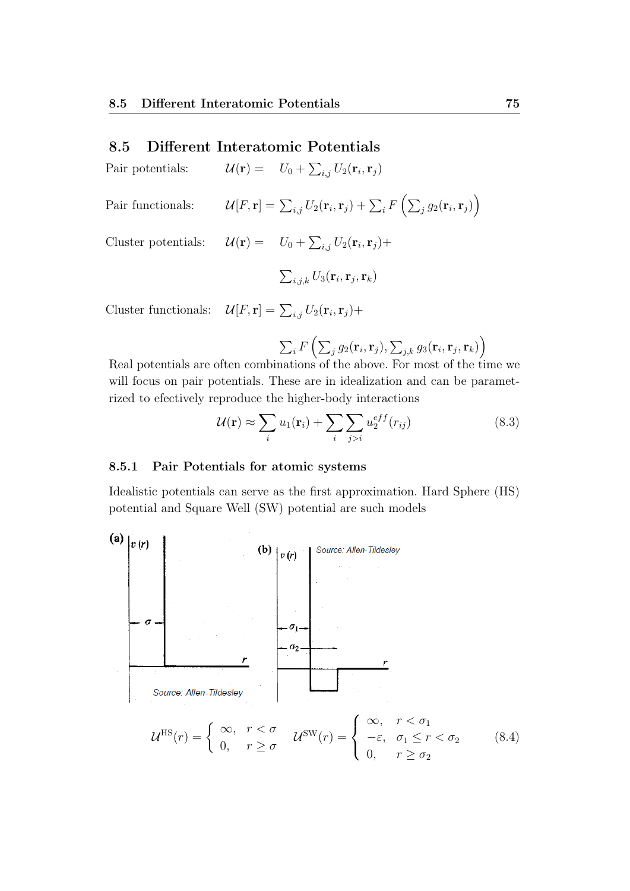## 8.5 Different Interatomic Potentials

Pair potentials: $\mathcal{U}(\mathbf{r}) = \quad U_0 + \sum_{i,j} U_2(\mathbf{r}_i, \mathbf{r}_j)$

Pair functionals: $\mathcal{U}[F, \mathbf{r}] = \sum_{i,j} U_2(\mathbf{r}_i, \mathbf{r}_j) + \sum_i F\left(\sum_j g_2(\mathbf{r}_i, \mathbf{r}_j)\right)$

Cluster potentials: $\mathcal{U}(\mathbf{r}) = \quad U_0 + \sum_{i,j} U_2(\mathbf{r}_i, \mathbf{r}_j) +$

$$\sum_{i,j,k} U_3(\mathbf{r}_i, \mathbf{r}_j, \mathbf{r}_k)$$

Cluster functionals: $\mathcal{U}[F, \mathbf{r}] = \sum_{i,j} U_2(\mathbf{r}_i, \mathbf{r}_j) +$

$$\sum_i F\left(\sum_j g_2(\mathbf{r}_i, \mathbf{r}_j), \sum_{j,k} g_3(\mathbf{r}_i, \mathbf{r}_j, \mathbf{r}_k)\right)$$

Real potentials are often combinations of the above. For most of the time we will focus on pair potentials. These are in idealization and can be parametrized to efectively reproduce the higher-body interactions

$$\mathcal{U}(\mathbf{r}) \approx \sum_i u_1(\mathbf{r}_i) + \sum_i \sum_{j>i} u_2^{eff}(r_{ij}) \tag{8.3}$$

### 8.5.1 Pair Potentials for atomic systems

Idealistic potentials can serve as the first approximation. Hard Sphere (HS) potential and Square Well (SW) potential are such models

Source: Allen-Tildesley

$$\mathcal{U}^{\mathrm{HS}}(r) = \begin{cases} \infty, & r < \sigma \\ 0, & r \geq \sigma \end{cases} \quad \mathcal{U}^{\mathrm{SW}}(r) = \begin{cases} \infty, & r < \sigma_1 \\ -\varepsilon, & \sigma_1 \leq r < \sigma_2 \\ 0, & r \geq \sigma_2 \end{cases} \tag{8.4}$$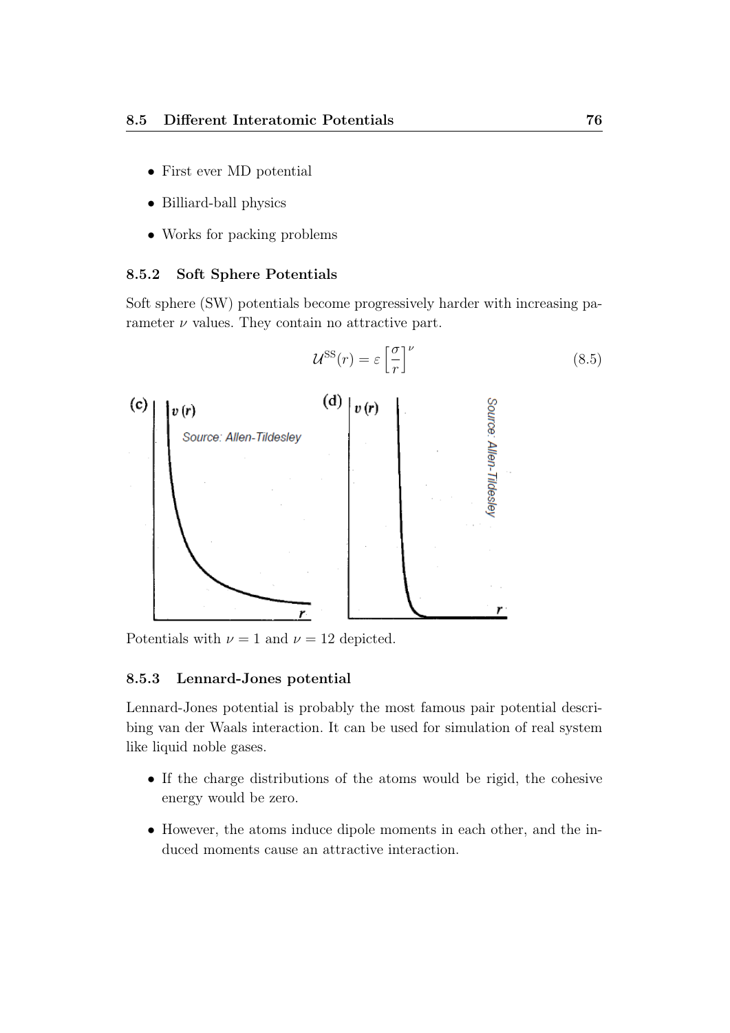- First ever MD potential
- Billiard-ball physics
- Works for packing problems

### 8.5.2 Soft Sphere Potentials

Soft sphere (SW) potentials become progressively harder with increasing parameter $\nu$ values. They contain no attractive part.

$$\mathcal{U}^{\mathrm{SS}}(r) = \varepsilon \left[\frac{\sigma}{r}\right]^{\nu} \tag{8.5}$$

Potentials with $\nu = 1$ and $\nu = 12$ depicted.

### 8.5.3 Lennard-Jones potential

Lennard-Jones potential is probably the most famous pair potential describing van der Waals interaction. It can be used for simulation of real system like liquid noble gases.

- If the charge distributions of the atoms would be rigid, the cohesive energy would be zero.
- However, the atoms induce dipole moments in each other, and the induced moments cause an attractive interaction.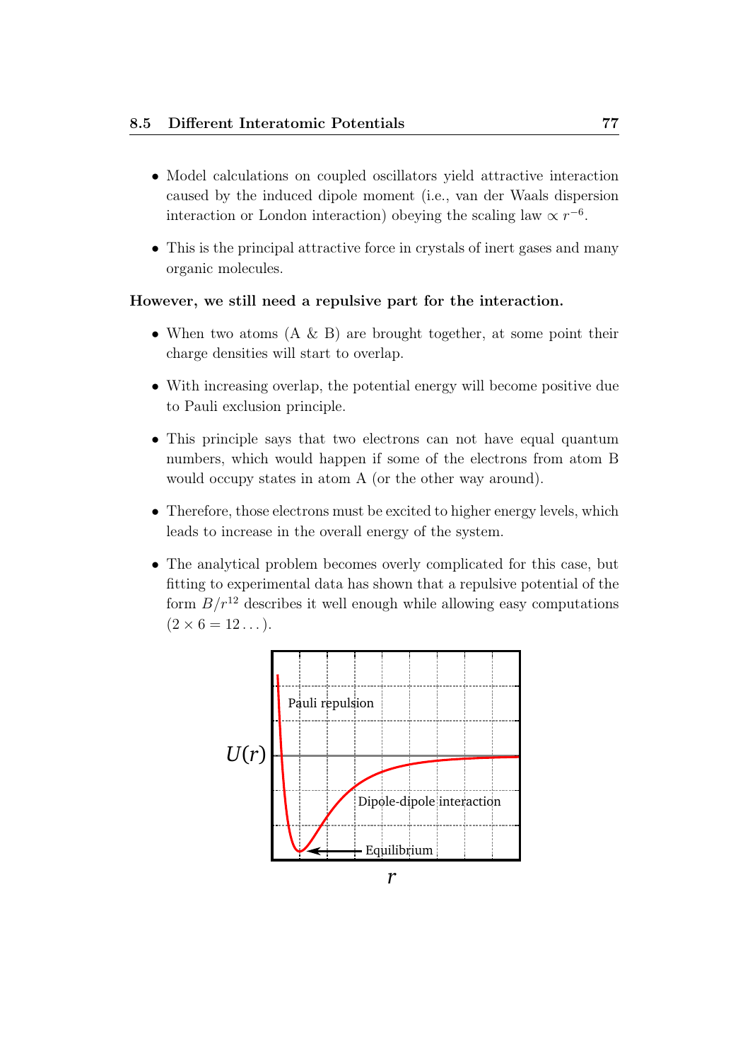- Model calculations on coupled oscillators yield attractive interaction caused by the induced dipole moment (i.e., van der Waals dispersion interaction or London interaction) obeying the scaling law $\propto r^{-6}$.
- This is the principal attractive force in crystals of inert gases and many organic molecules.

**However, we still need a repulsive part for the interaction.**

- When two atoms (A & B) are brought together, at some point their charge densities will start to overlap.
- With increasing overlap, the potential energy will become positive due to Pauli exclusion principle.
- This principle says that two electrons can not have equal quantum numbers, which would happen if some of the electrons from atom B would occupy states in atom A (or the other way around).
- Therefore, those electrons must be excited to higher energy levels, which leads to increase in the overall energy of the system.
- The analytical problem becomes overly complicated for this case, but fitting to experimental data has shown that a repulsive potential of the form $B/r^{12}$ describes it well enough while allowing easy computations $(2 \times 6 = 12 \ldots)$.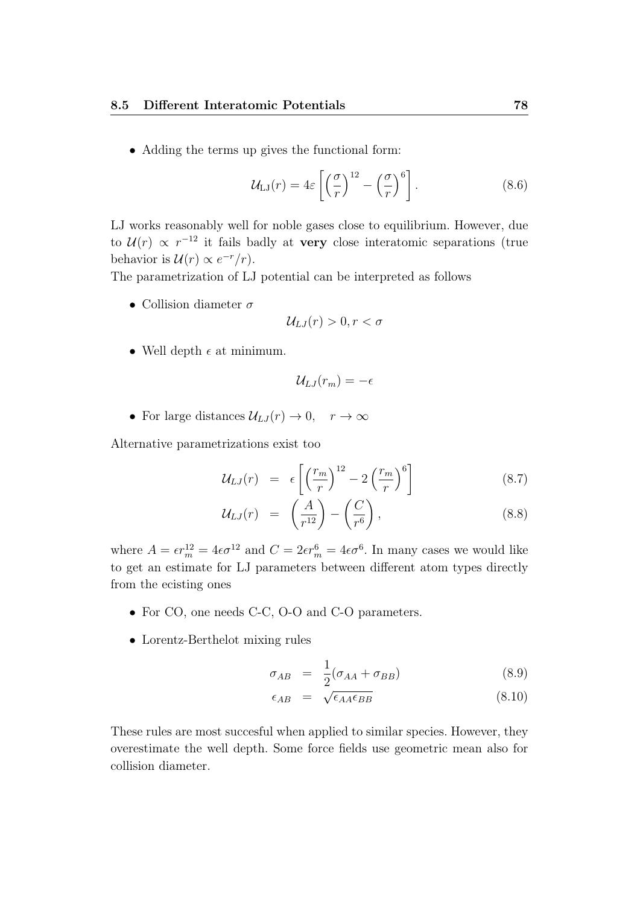- Adding the terms up gives the functional form:

$$\mathcal{U}_{\mathrm{LJ}}(r) = 4\varepsilon \left[ \left(\frac{\sigma}{r}\right)^{12} - \left(\frac{\sigma}{r}\right)^{6} \right]. \tag{8.6}$$

LJ works reasonably well for noble gases close to equilibrium. However, due to $\mathcal{U}(r) \propto r^{-12}$ it fails badly at **very** close interatomic separations (true behavior is $\mathcal{U}(r) \propto e^{-r}/r$).
The parametrization of LJ potential can be interpreted as follows

- Collision diameter $\sigma$

$$\mathcal{U}_{LJ}(r) > 0, r < \sigma$$

- Well depth $\epsilon$ at minimum.

$$\mathcal{U}_{LJ}(r_m) = -\epsilon$$

- For large distances $\mathcal{U}_{LJ}(r) \to 0, \quad r \to \infty$

Alternative parametrizations exist too

$$\mathcal{U}_{LJ}(r) = \epsilon \left[ \left(\frac{r_m}{r}\right)^{12} - 2\left(\frac{r_m}{r}\right)^{6} \right] \tag{8.7}$$

$$\mathcal{U}_{LJ}(r) = \left(\frac{A}{r^{12}}\right) - \left(\frac{C}{r^{6}}\right), \tag{8.8}$$

where $A = \epsilon r_m^{12} = 4\epsilon\sigma^{12}$ and $C = 2\epsilon r_m^6 = 4\epsilon\sigma^6$. In many cases we would like to get an estimate for LJ parameters between different atom types directly from the ecisting ones

- For CO, one needs C-C, O-O and C-O parameters.
- Lorentz-Berthelot mixing rules

$$\sigma_{AB} = \frac{1}{2}(\sigma_{AA} + \sigma_{BB}) \tag{8.9}$$

$$\epsilon_{AB} = \sqrt{\epsilon_{AA}\epsilon_{BB}} \tag{8.10}$$

These rules are most succesful when applied to similar species. However, they overestimate the well depth. Some force fields use geometric mean also for collision diameter.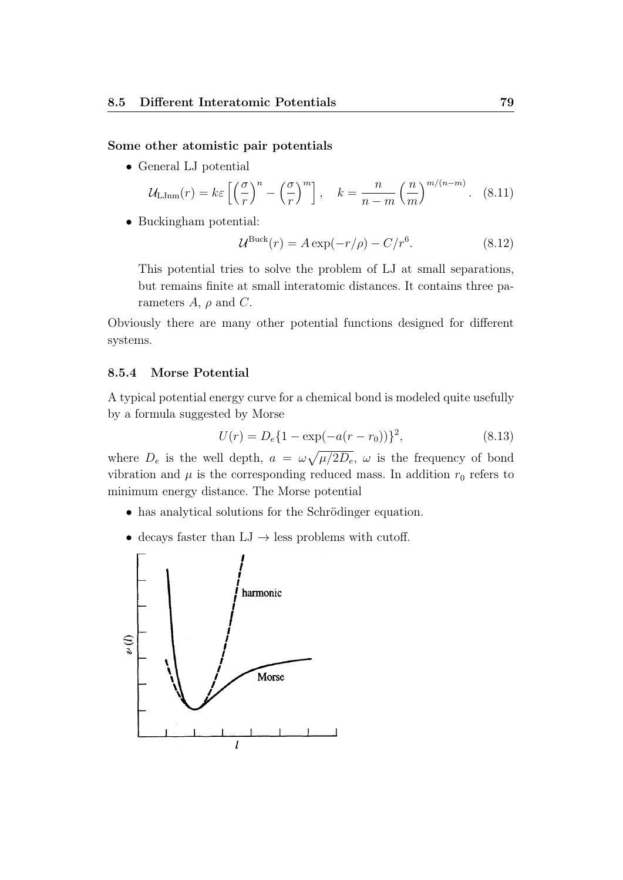**Some other atomistic pair potentials**

- General LJ potential

$$\mathcal{U}_{\text{LJnm}}(r) = k\varepsilon \left[ \left(\frac{\sigma}{r}\right)^n - \left(\frac{\sigma}{r}\right)^m \right], \quad k = \frac{n}{n-m}\left(\frac{n}{m}\right)^{m/(n-m)}. \quad (8.11)$$

- Buckingham potential:

$$\mathcal{U}^{\text{Buck}}(r) = A\exp(-r/\rho) - C/r^6. \quad (8.12)$$

  This potential tries to solve the problem of LJ at small separations, but remains finite at small interatomic distances. It contains three parameters $A$, $\rho$ and $C$.

Obviously there are many other potential functions designed for different systems.

### 8.5.4 Morse Potential

A typical potential energy curve for a chemical bond is modeled quite usefully by a formula suggested by Morse

$$U(r) = D_e\{1 - \exp(-a(r - r_0))\}^2, \quad (8.13)$$

where $D_e$ is the well depth, $a = \omega\sqrt{\mu/2D_e}$, $\omega$ is the frequency of bond vibration and $\mu$ is the corresponding reduced mass. In addition $r_0$ refers to minimum energy distance. The Morse potential

- has analytical solutions for the Schrödinger equation.
- decays faster than LJ $\rightarrow$ less problems with cutoff.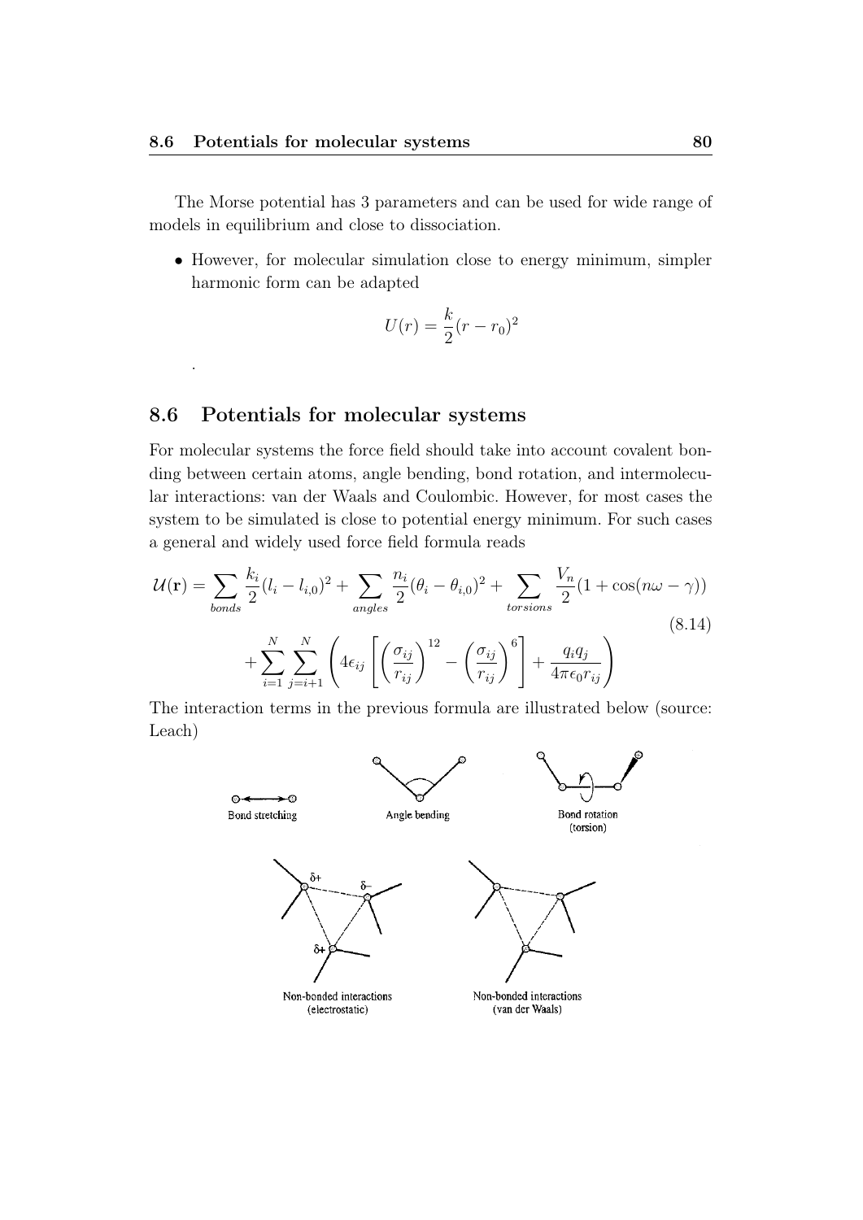The Morse potential has 3 parameters and can be used for wide range of models in equilibrium and close to dissociation.

- However, for molecular simulation close to energy minimum, simpler harmonic form can be adapted

$$U(r) = \frac{k}{2}(r - r_0)^2$$

.

## 8.6 Potentials for molecular systems

For molecular systems the force field should take into account covalent bonding between certain atoms, angle bending, bond rotation, and intermolecular interactions: van der Waals and Coulombic. However, for most cases the system to be simulated is close to potential energy minimum. For such cases a general and widely used force field formula reads

$$\begin{aligned}\mathcal{U}(\mathbf{r}) = \sum_{bonds} \frac{k_i}{2}(l_i - l_{i,0})^2 + \sum_{angles} \frac{n_i}{2}(\theta_i - \theta_{i,0})^2 + \sum_{torsions} \frac{V_n}{2}(1 + \cos(n\omega - \gamma)) \\ + \sum_{i=1}^{N} \sum_{j=i+1}^{N} \left( 4\epsilon_{ij} \left[ \left( \frac{\sigma_{ij}}{r_{ij}} \right)^{12} - \left( \frac{\sigma_{ij}}{r_{ij}} \right)^{6} \right] + \frac{q_i q_j}{4\pi\epsilon_0 r_{ij}} \right)\end{aligned} \tag{8.14}$$

The interaction terms in the previous formula are illustrated below (source: Leach)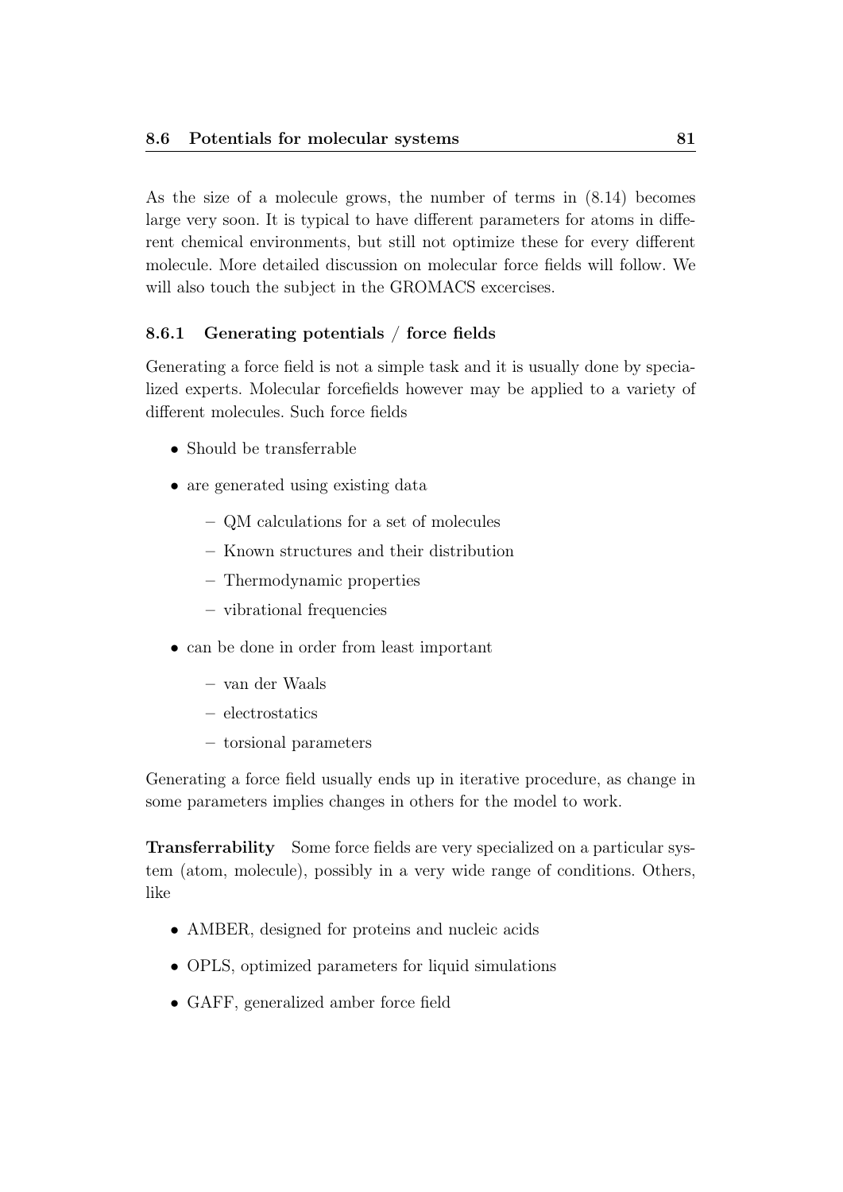As the size of a molecule grows, the number of terms in (8.14) becomes large very soon. It is typical to have different parameters for atoms in different chemical environments, but still not optimize these for every different molecule. More detailed discussion on molecular force fields will follow. We will also touch the subject in the GROMACS excercises.

### 8.6.1 Generating potentials / force fields

Generating a force field is not a simple task and it is usually done by specialized experts. Molecular forcefields however may be applied to a variety of different molecules. Such force fields

- Should be transferrable
- are generated using existing data
  - QM calculations for a set of molecules
  - Known structures and their distribution
  - Thermodynamic properties
  - vibrational frequencies
- can be done in order from least important
  - van der Waals
  - electrostatics
  - torsional parameters

Generating a force field usually ends up in iterative procedure, as change in some parameters implies changes in others for the model to work.

**Transferrability** Some force fields are very specialized on a particular system (atom, molecule), possibly in a very wide range of conditions. Others, like

- AMBER, designed for proteins and nucleic acids
- OPLS, optimized parameters for liquid simulations
- GAFF, generalized amber force field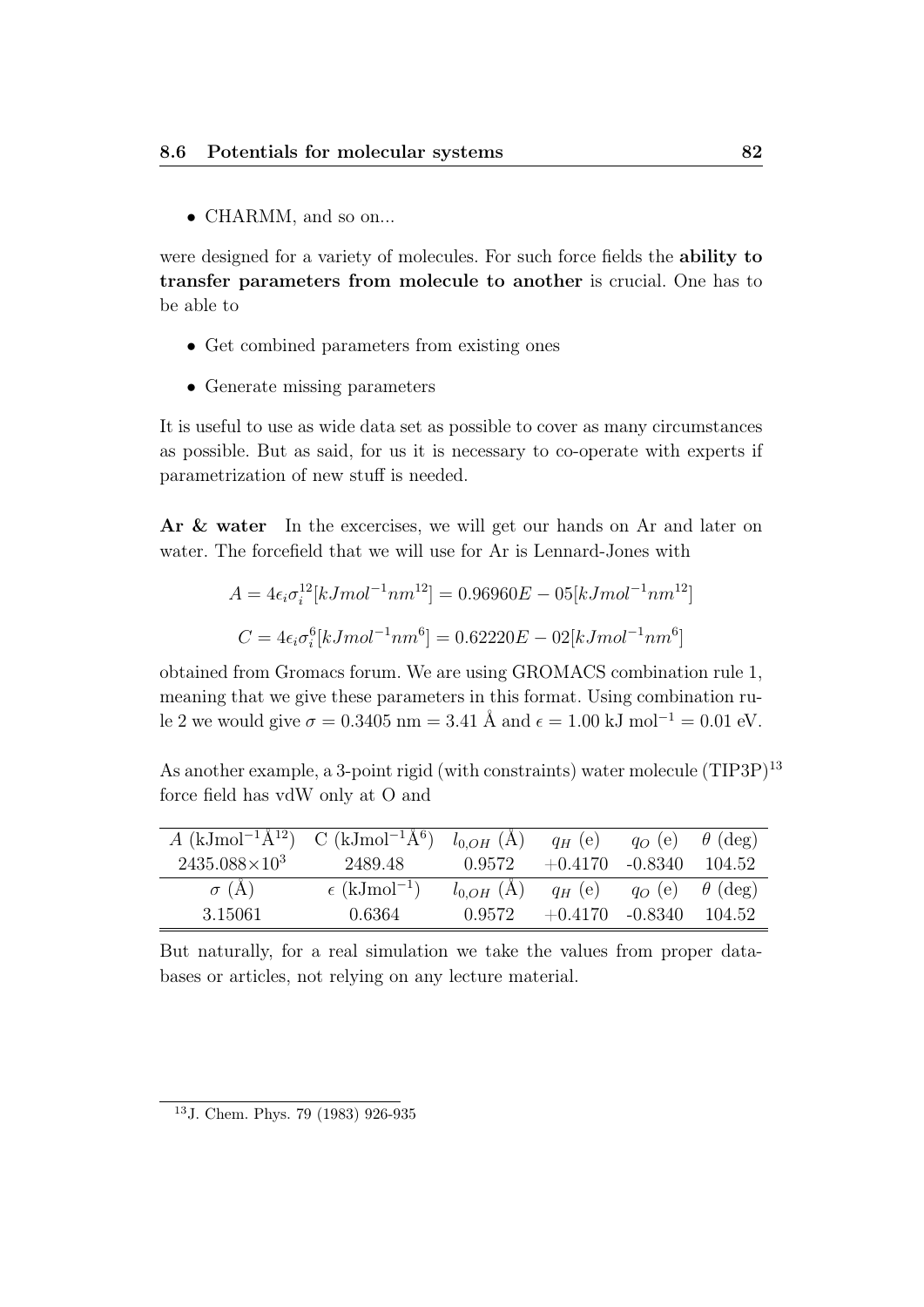- CHARMM, and so on...

were designed for a variety of molecules. For such force fields the **ability to transfer parameters from molecule to another** is crucial. One has to be able to

- Get combined parameters from existing ones
- Generate missing parameters

It is useful to use as wide data set as possible to cover as many circumstances as possible. But as said, for us it is necessary to co-operate with experts if parametrization of new stuff is needed.

**Ar & water** In the excercises, we will get our hands on Ar and later on water. The forcefield that we will use for Ar is Lennard-Jones with

$$A = 4\epsilon_i\sigma_i^{12}[kJmol^{-1}nm^{12}] = 0.96960E-05[kJmol^{-1}nm^{12}]$$

$$C = 4\epsilon_i\sigma_i^{6}[kJmol^{-1}nm^{6}] = 0.62220E-02[kJmol^{-1}nm^{6}]$$

obtained from Gromacs forum. We are using GROMACS combination rule 1, meaning that we give these parameters in this format. Using combination rule 2 we would give $\sigma = 0.3405$ nm = 3.41 Å and $\epsilon = 1.00$ kJ mol$^{-1}$ = 0.01 eV.

As another example, a 3-point rigid (with constraints) water molecule (TIP3P)[13] force field has vdW only at O and

| $A$ (kJmol$^{-1}$Å$^{12}$) | C (kJmol$^{-1}$Å$^{6}$) | $l_{0,OH}$ (Å) | $q_H$ (e) | $q_O$ (e) | $\theta$ (deg) |
|---|---|---|---|---|---|
| 2435.088$\times 10^3$ | 2489.48 | 0.9572 | +0.4170 | -0.8340 | 104.52 |
| $\sigma$ (Å) | $\epsilon$ (kJmol$^{-1}$) | $l_{0,OH}$ (Å) | $q_H$ (e) | $q_O$ (e) | $\theta$ (deg) |
| 3.15061 | 0.6364 | 0.9572 | +0.4170 | -0.8340 | 104.52 |

But naturally, for a real simulation we take the values from proper databases or articles, not relying on any lecture material.

[13] J. Chem. Phys. 79 (1983) 926-935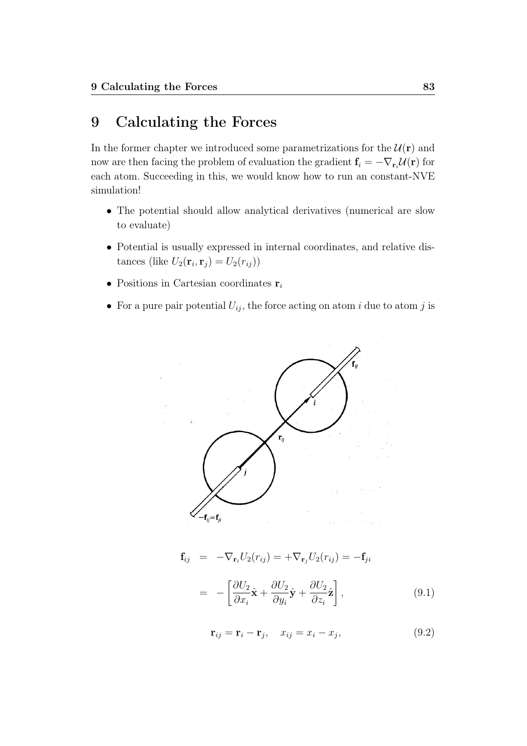# 9 Calculating the Forces

In the former chapter we introduced some parametrizations for the $\mathcal{U}(\mathbf{r})$ and now are then facing the problem of evaluation the gradient $\mathbf{f}_i = -\nabla_{\mathbf{r}_i}\mathcal{U}(\mathbf{r})$ for each atom. Succeeding in this, we would know how to run an constant-NVE simulation!

- The potential should allow analytical derivatives (numerical are slow to evaluate)
- Potential is usually expressed in internal coordinates, and relative distances (like $U_2(\mathbf{r}_i, \mathbf{r}_j) = U_2(r_{ij})$)
- Positions in Cartesian coordinates $\mathbf{r}_i$
- For a pure pair potential $U_{ij}$, the force acting on atom $i$ due to atom $j$ is

$$\begin{aligned}
\mathbf{f}_{ij} &= -\nabla_{\mathbf{r}_i} U_2(r_{ij}) = +\nabla_{\mathbf{r}_j} U_2(r_{ij}) = -\mathbf{f}_{ji} \\
&= -\left[\frac{\partial U_2}{\partial x_i}\hat{\mathbf{x}} + \frac{\partial U_2}{\partial y_i}\hat{\mathbf{y}} + \frac{\partial U_2}{\partial z_i}\hat{\mathbf{z}}\right], \qquad (9.1)
\end{aligned}$$

$$\mathbf{r}_{ij} = \mathbf{r}_i - \mathbf{r}_j, \quad x_{ij} = x_i - x_j, \qquad (9.2)$$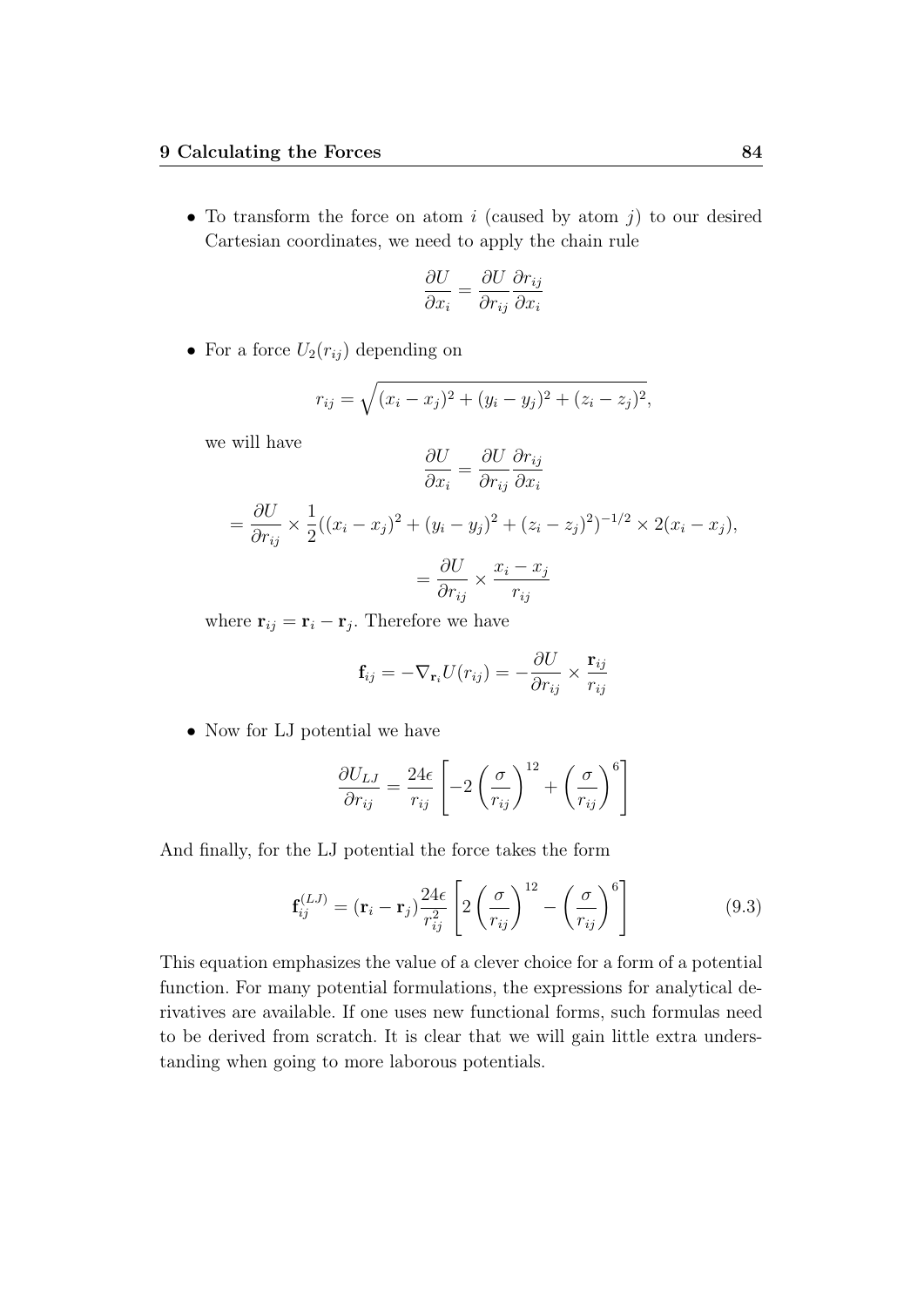- To transform the force on atom $i$ (caused by atom $j$) to our desired Cartesian coordinates, we need to apply the chain rule

$$\frac{\partial U}{\partial x_i} = \frac{\partial U}{\partial r_{ij}} \frac{\partial r_{ij}}{\partial x_i}$$

- For a force $U_2(r_{ij})$ depending on

$$r_{ij} = \sqrt{(x_i - x_j)^2 + (y_i - y_j)^2 + (z_i - z_j)^2},$$

  we will have

$$\frac{\partial U}{\partial x_i} = \frac{\partial U}{\partial r_{ij}} \frac{\partial r_{ij}}{\partial x_i}$$

$$= \frac{\partial U}{\partial r_{ij}} \times \frac{1}{2}((x_i - x_j)^2 + (y_i - y_j)^2 + (z_i - z_j)^2)^{-1/2} \times 2(x_i - x_j),$$

$$= \frac{\partial U}{\partial r_{ij}} \times \frac{x_i - x_j}{r_{ij}}$$

  where $\mathbf{r}_{ij} = \mathbf{r}_i - \mathbf{r}_j$. Therefore we have

$$\mathbf{f}_{ij} = -\nabla_{\mathbf{r}_i} U(r_{ij}) = -\frac{\partial U}{\partial r_{ij}} \times \frac{\mathbf{r}_{ij}}{r_{ij}}$$

- Now for LJ potential we have

$$\frac{\partial U_{LJ}}{\partial r_{ij}} = \frac{24\epsilon}{r_{ij}} \left[ -2 \left( \frac{\sigma}{r_{ij}} \right)^{12} + \left( \frac{\sigma}{r_{ij}} \right)^{6} \right]$$

And finally, for the LJ potential the force takes the form

$$\mathbf{f}_{ij}^{(LJ)} = (\mathbf{r}_i - \mathbf{r}_j) \frac{24\epsilon}{r_{ij}^2} \left[ 2 \left( \frac{\sigma}{r_{ij}} \right)^{12} - \left( \frac{\sigma}{r_{ij}} \right)^{6} \right] \tag{9.3}$$

This equation emphasizes the value of a clever choice for a form of a potential function. For many potential formulations, the expressions for analytical derivatives are available. If one uses new functional forms, such formulas need to be derived from scratch. It is clear that we will gain little extra understanding when going to more laborous potentials.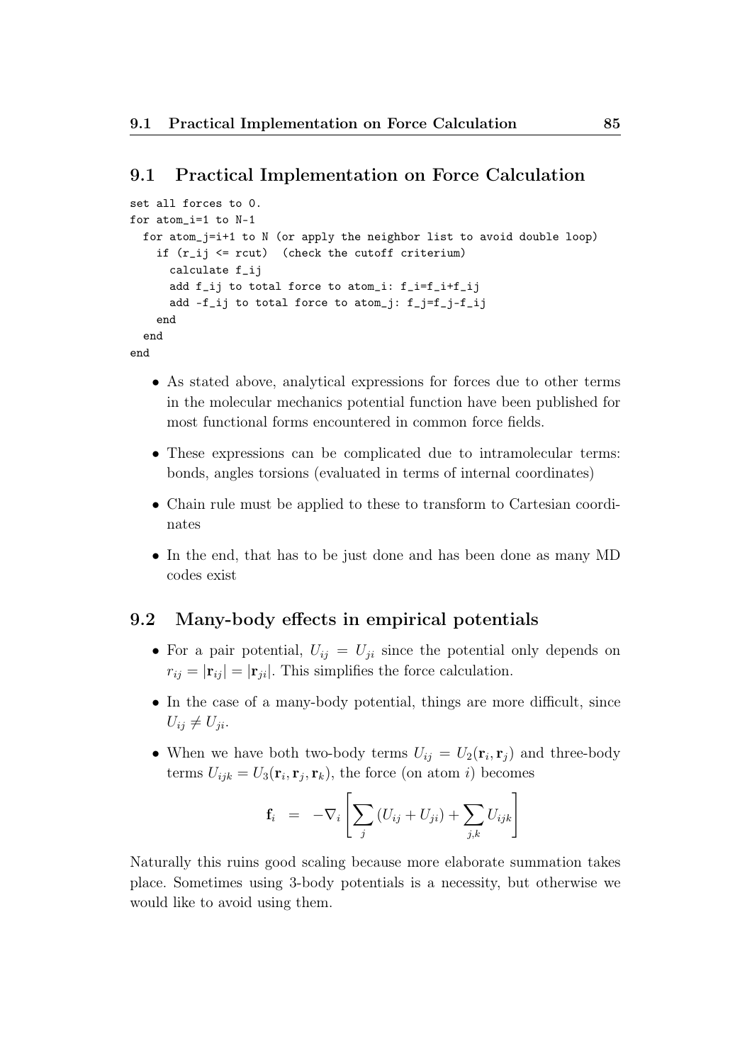## 9.1 Practical Implementation on Force Calculation

```
set all forces to 0.
for atom_i=1 to N-1
  for atom_j=i+1 to N (or apply the neighbor list to avoid double loop)
    if (r_ij <= rcut)  (check the cutoff criterium)
      calculate f_ij
      add f_ij to total force to atom_i: f_i=f_i+f_ij
      add -f_ij to total force to atom_j: f_j=f_j-f_ij
    end
  end
end
```

- As stated above, analytical expressions for forces due to other terms in the molecular mechanics potential function have been published for most functional forms encountered in common force fields.
- These expressions can be complicated due to intramolecular terms: bonds, angles torsions (evaluated in terms of internal coordinates)
- Chain rule must be applied to these to transform to Cartesian coordinates
- In the end, that has to be just done and has been done as many MD codes exist

## 9.2 Many-body effects in empirical potentials

- For a pair potential, $U_{ij} = U_{ji}$ since the potential only depends on $r_{ij} = |\mathbf{r}_{ij}| = |\mathbf{r}_{ji}|$. This simplifies the force calculation.
- In the case of a many-body potential, things are more difficult, since $U_{ij} \neq U_{ji}$.
- When we have both two-body terms $U_{ij} = U_2(\mathbf{r}_i, \mathbf{r}_j)$ and three-body terms $U_{ijk} = U_3(\mathbf{r}_i, \mathbf{r}_j, \mathbf{r}_k)$, the force (on atom $i$) becomes

$$\mathbf{f}_i = -\nabla_i \left[ \sum_j (U_{ij} + U_{ji}) + \sum_{j,k} U_{ijk} \right]$$

Naturally this ruins good scaling because more elaborate summation takes place. Sometimes using 3-body potentials is a necessity, but otherwise we would like to avoid using them.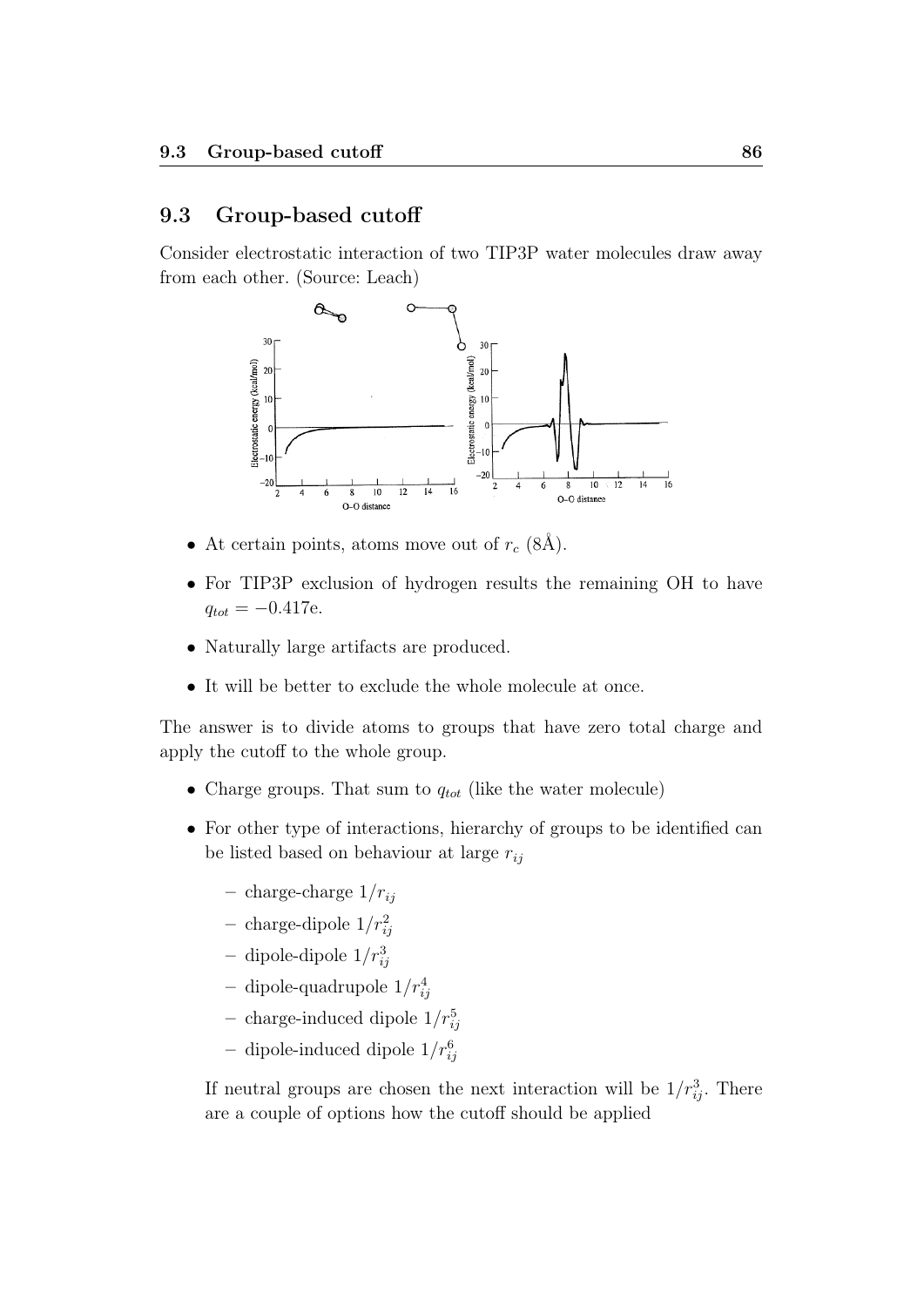## 9.3 Group-based cutoff

Consider electrostatic interaction of two TIP3P water molecules draw away from each other. (Source: Leach)

- At certain points, atoms move out of $r_c$ (8Å).
- For TIP3P exclusion of hydrogen results the remaining OH to have $q_{tot} = -0.417$e.
- Naturally large artifacts are produced.
- It will be better to exclude the whole molecule at once.

The answer is to divide atoms to groups that have zero total charge and apply the cutoff to the whole group.

- Charge groups. That sum to $q_{tot}$ (like the water molecule)
- For other type of interactions, hierarchy of groups to be identified can be listed based on behaviour at large $r_{ij}$
  - charge-charge $1/r_{ij}$
  - charge-dipole $1/r_{ij}^2$
  - dipole-dipole $1/r_{ij}^3$
  - dipole-quadrupole $1/r_{ij}^4$
  - charge-induced dipole $1/r_{ij}^5$
  - dipole-induced dipole $1/r_{ij}^6$

  If neutral groups are chosen the next interaction will be $1/r_{ij}^3$. There are a couple of options how the cutoff should be applied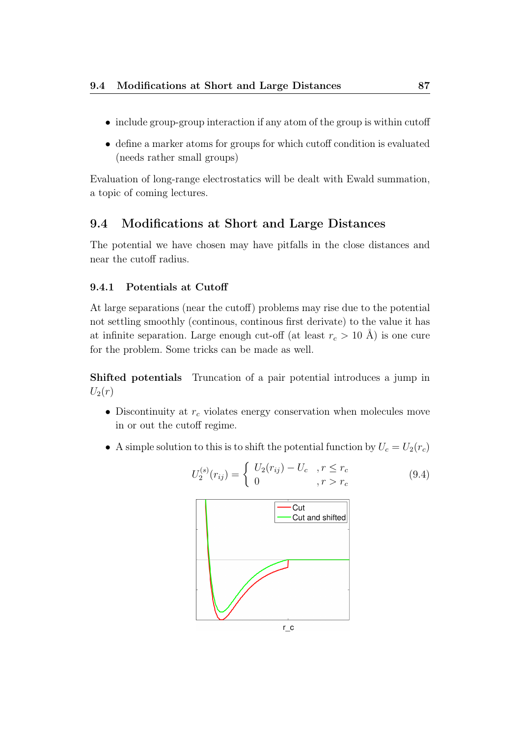- include group-group interaction if any atom of the group is within cutoff
- define a marker atoms for groups for which cutoff condition is evaluated (needs rather small groups)

Evaluation of long-range electrostatics will be dealt with Ewald summation, a topic of coming lectures.

## 9.4 Modifications at Short and Large Distances

The potential we have chosen may have pitfalls in the close distances and near the cutoff radius.

### 9.4.1 Potentials at Cutoff

At large separations (near the cutoff) problems may rise due to the potential not settling smoothly (continous, continous first derivate) to the value it has at infinite separation. Large enough cut-off (at least $r_c > 10$ Å) is one cure for the problem. Some tricks can be made as well.

**Shifted potentials** Truncation of a pair potential introduces a jump in $U_2(r)$

- Discontinuity at $r_c$ violates energy conservation when molecules move in or out the cutoff regime.
- A simple solution to this is to shift the potential function by $U_c = U_2(r_c)$

$$U_2^{(s)}(r_{ij}) = \begin{cases} U_2(r_{ij}) - U_c & , r \leq r_c \\ 0 & , r > r_c \end{cases} \tag{9.4}$$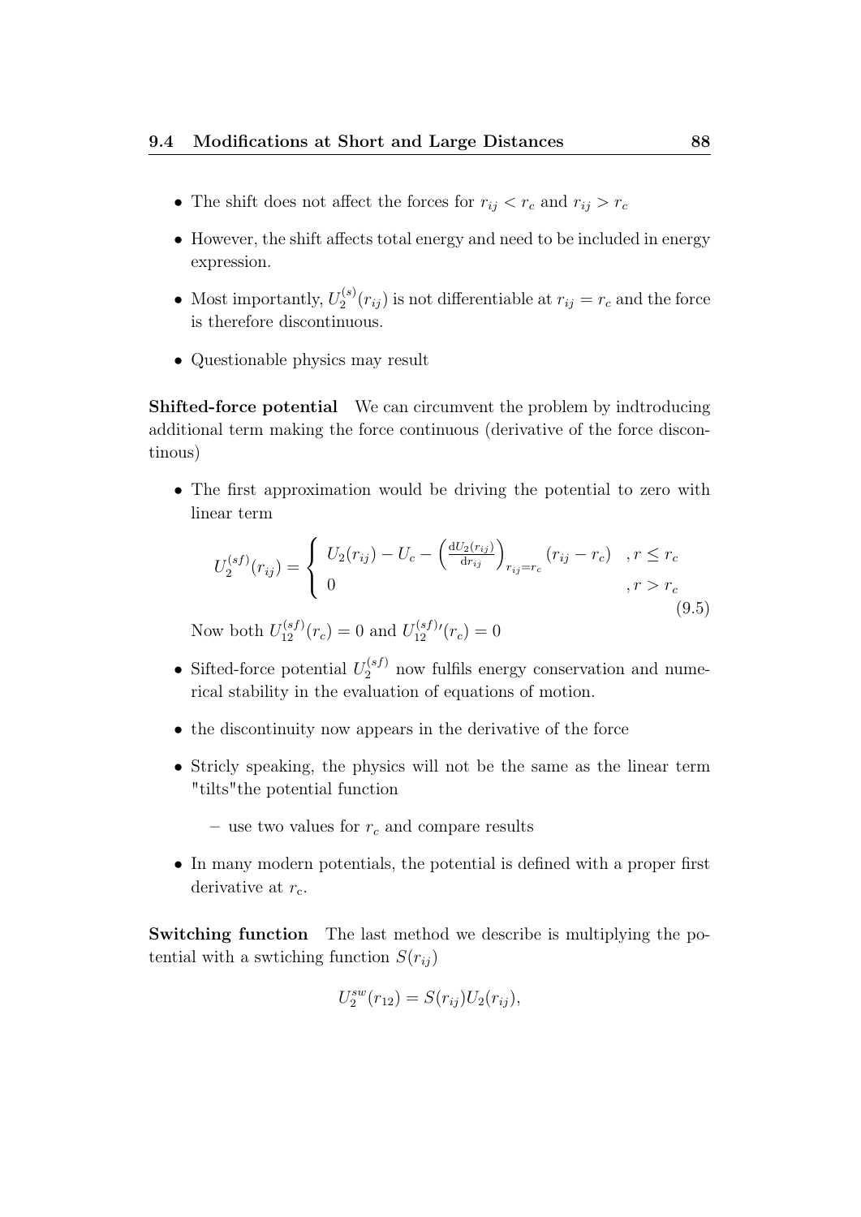- The shift does not affect the forces for $r_{ij} < r_c$ and $r_{ij} > r_c$
- However, the shift affects total energy and need to be included in energy expression.
- Most importantly, $U_2^{(s)}(r_{ij})$ is not differentiable at $r_{ij} = r_c$ and the force is therefore discontinuous.
- Questionable physics may result

**Shifted-force potential** We can circumvent the problem by indtroducing additional term making the force continuous (derivative of the force discontinous)

- The first approximation would be driving the potential to zero with linear term

$$U_2^{(sf)}(r_{ij}) = \begin{cases} U_2(r_{ij}) - U_c - \left(\frac{\mathrm{d}U_2(r_{ij})}{\mathrm{d}r_{ij}}\right)_{r_{ij}=r_c}(r_{ij} - r_c) & , r \leq r_c \\ 0 & , r > r_c \end{cases} \tag{9.5}$$

  Now both $U_{12}^{(sf)}(r_c) = 0$ and $U_{12}^{(sf)\prime}(r_c) = 0$

- Sifted-force potential $U_2^{(sf)}$ now fulfils energy conservation and numerical stability in the evaluation of equations of motion.
- the discontinuity now appears in the derivative of the force
- Stricly speaking, the physics will not be the same as the linear term "tilts"the potential function
  - use two values for $r_c$ and compare results
- In many modern potentials, the potential is defined with a proper first derivative at $r_c$.

**Switching function** The last method we describe is multiplying the potential with a swtiching function $S(r_{ij})$

$$U_2^{sw}(r_{12}) = S(r_{ij})U_2(r_{ij}),$$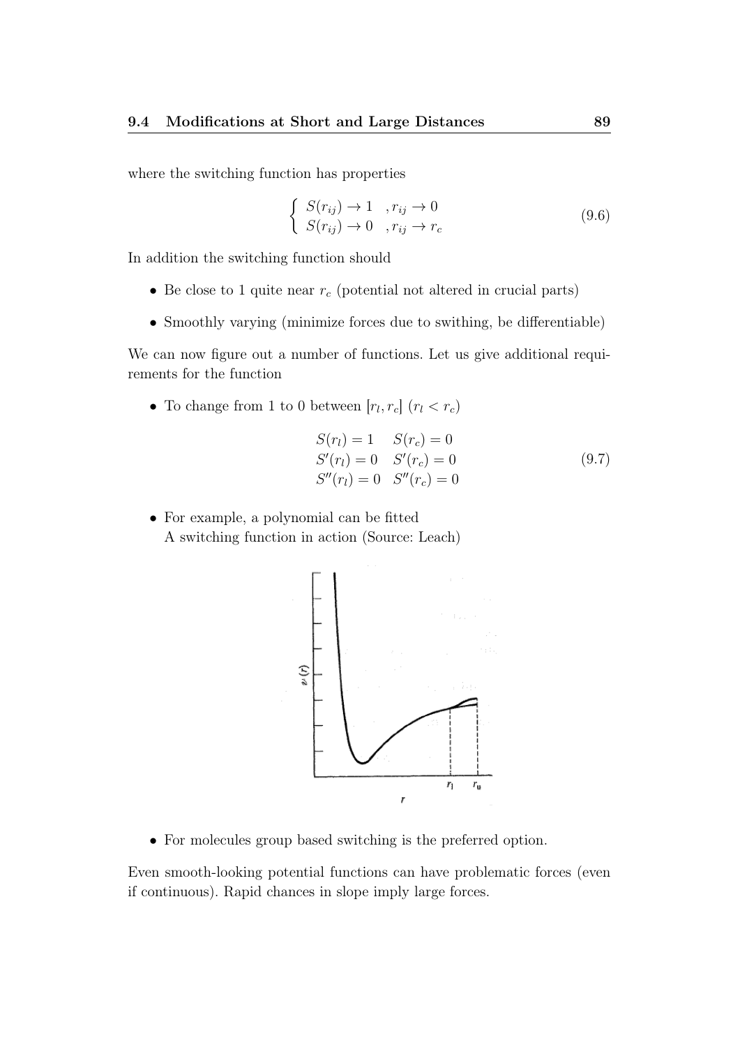where the switching function has properties

$$
\left\{ \begin{array}{ll} S(r_{ij}) \to 1 & , r_{ij} \to 0 \\ S(r_{ij}) \to 0 & , r_{ij} \to r_c \end{array} \right. \tag{9.6}
$$

In addition the switching function should

- Be close to 1 quite near $r_c$ (potential not altered in crucial parts)
- Smoothly varying (minimize forces due to swithing, be differentiable)

We can now figure out a number of functions. Let us give additional requirements for the function

- To change from 1 to 0 between $[r_l, r_c]$ $(r_l < r_c)$

$$
\begin{array}{ll} S(r_l) = 1 & S(r_c) = 0 \\ S'(r_l) = 0 & S'(r_c) = 0 \\ S''(r_l) = 0 & S''(r_c) = 0 \end{array} \tag{9.7}
$$

- For example, a polynomial can be fitted
  A switching function in action (Source: Leach)

- For molecules group based switching is the preferred option.

Even smooth-looking potential functions can have problematic forces (even if continuous). Rapid chances in slope imply large forces.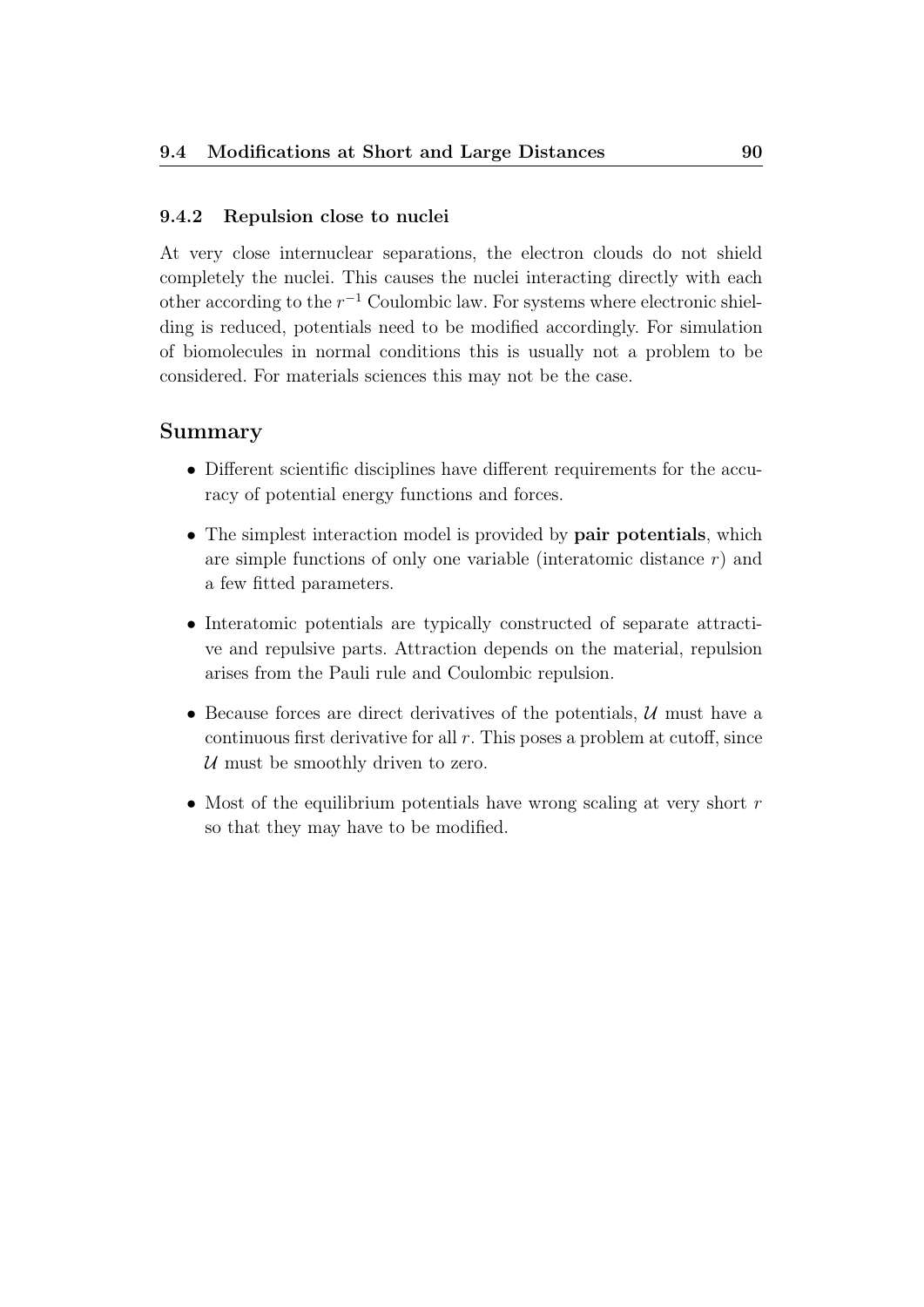### 9.4.2 Repulsion close to nuclei

At very close internuclear separations, the electron clouds do not shield completely the nuclei. This causes the nuclei interacting directly with each other according to the $r^{-1}$ Coulombic law. For systems where electronic shielding is reduced, potentials need to be modified accordingly. For simulation of biomolecules in normal conditions this is usually not a problem to be considered. For materials sciences this may not be the case.

## Summary

- Different scientific disciplines have different requirements for the accuracy of potential energy functions and forces.
- The simplest interaction model is provided by **pair potentials**, which are simple functions of only one variable (interatomic distance $r$) and a few fitted parameters.
- Interatomic potentials are typically constructed of separate attractive and repulsive parts. Attraction depends on the material, repulsion arises from the Pauli rule and Coulombic repulsion.
- Because forces are direct derivatives of the potentials, $\mathcal{U}$ must have a continuous first derivative for all $r$. This poses a problem at cutoff, since $\mathcal{U}$ must be smoothly driven to zero.
- Most of the equilibrium potentials have wrong scaling at very short $r$ so that they may have to be modified.